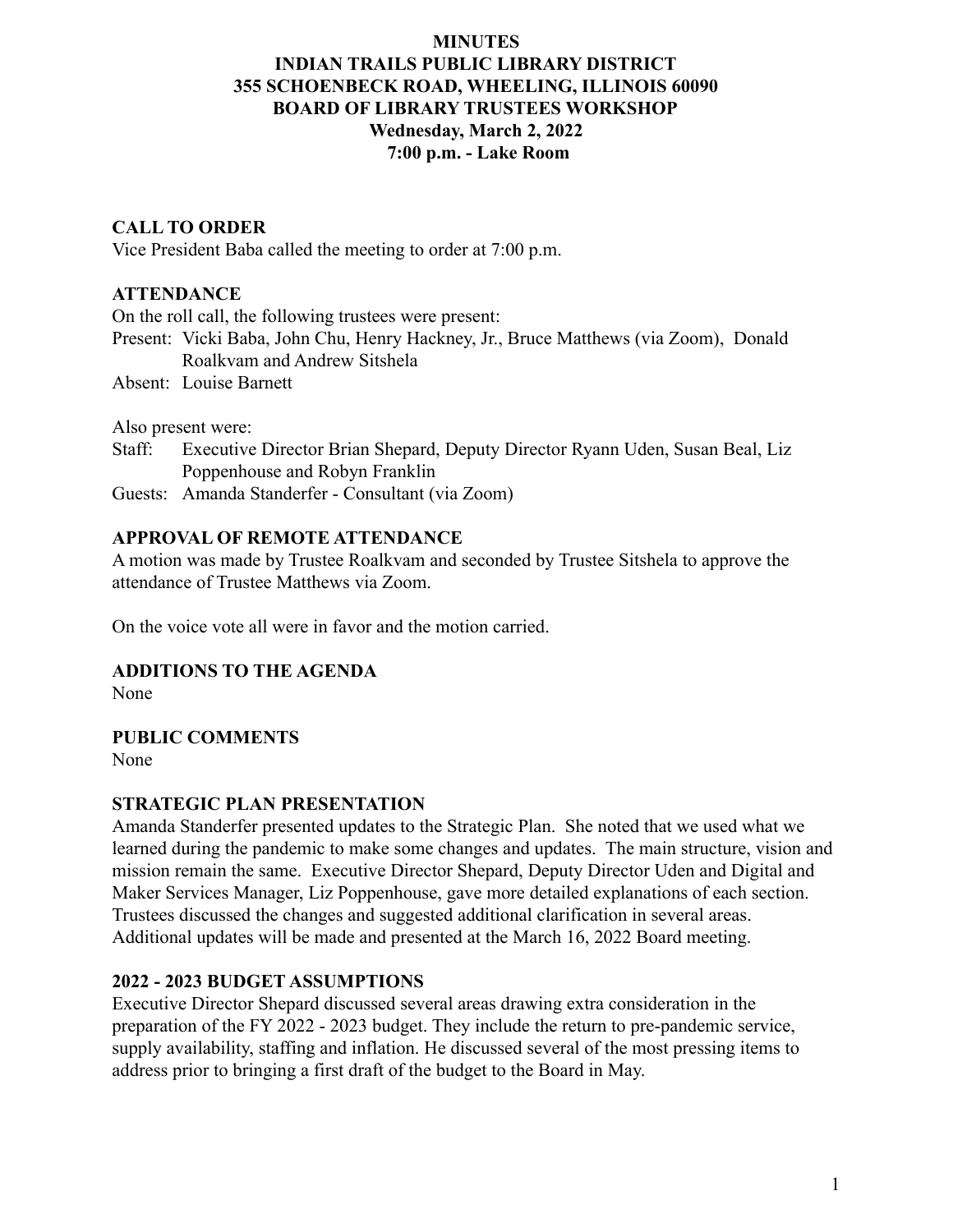# MINUTES
# INDIAN TRAILS PUBLIC LIBRARY DISTRICT
## 355 SCHOENBECK ROAD, WHEELING, ILLINOIS 60090
## BOARD OF LIBRARY TRUSTEES WORKSHOP
### Wednesday, March 2, 2022
### 7:00 p.m. - Lake Room

**CALL TO ORDER**

Vice President Baba called the meeting to order at 7:00 p.m.

**ATTENDANCE**

On the roll call, the following trustees were present:

Present: Vicki Baba, John Chu, Henry Hackney, Jr., Bruce Matthews (via Zoom), Donald Roalkvam and Andrew Sitshela

Absent: Louise Barnett

Also present were:

Staff: Executive Director Brian Shepard, Deputy Director Ryann Uden, Susan Beal, Liz Poppenhouse and Robyn Franklin

Guests: Amanda Standerfer - Consultant (via Zoom)

**APPROVAL OF REMOTE ATTENDANCE**

A motion was made by Trustee Roalkvam and seconded by Trustee Sitshela to approve the attendance of Trustee Matthews via Zoom.

On the voice vote all were in favor and the motion carried.

**ADDITIONS TO THE AGENDA**

None

**PUBLIC COMMENTS**

None

**STRATEGIC PLAN PRESENTATION**

Amanda Standerfer presented updates to the Strategic Plan. She noted that we used what we learned during the pandemic to make some changes and updates. The main structure, vision and mission remain the same. Executive Director Shepard, Deputy Director Uden and Digital and Maker Services Manager, Liz Poppenhouse, gave more detailed explanations of each section. Trustees discussed the changes and suggested additional clarification in several areas. Additional updates will be made and presented at the March 16, 2022 Board meeting.

**2022 - 2023 BUDGET ASSUMPTIONS**

Executive Director Shepard discussed several areas drawing extra consideration in the preparation of the FY 2022 - 2023 budget. They include the return to pre-pandemic service, supply availability, staffing and inflation. He discussed several of the most pressing items to address prior to bringing a first draft of the budget to the Board in May.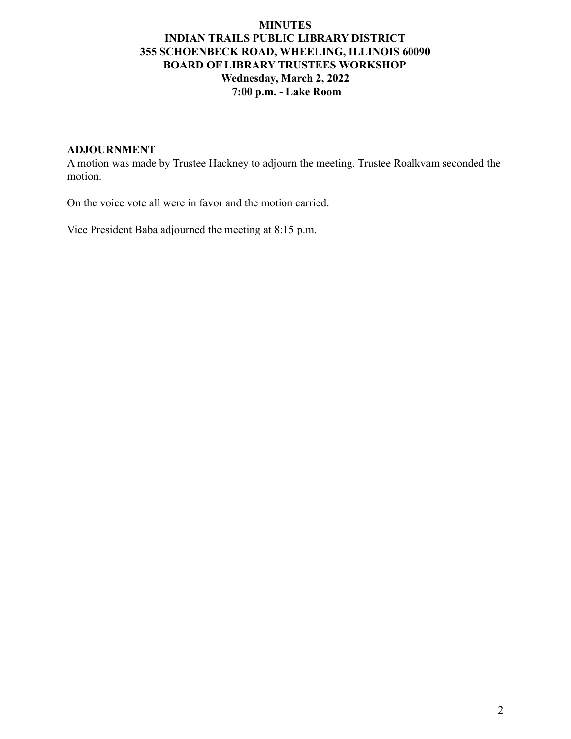**MINUTES**
**INDIAN TRAILS PUBLIC LIBRARY DISTRICT**
**355 SCHOENBECK ROAD, WHEELING, ILLINOIS 60090**
**BOARD OF LIBRARY TRUSTEES WORKSHOP**
**Wednesday, March 2, 2022**
**7:00 p.m. - Lake Room**

**ADJOURNMENT**

A motion was made by Trustee Hackney to adjourn the meeting. Trustee Roalkvam seconded the motion.

On the voice vote all were in favor and the motion carried.

Vice President Baba adjourned the meeting at 8:15 p.m.